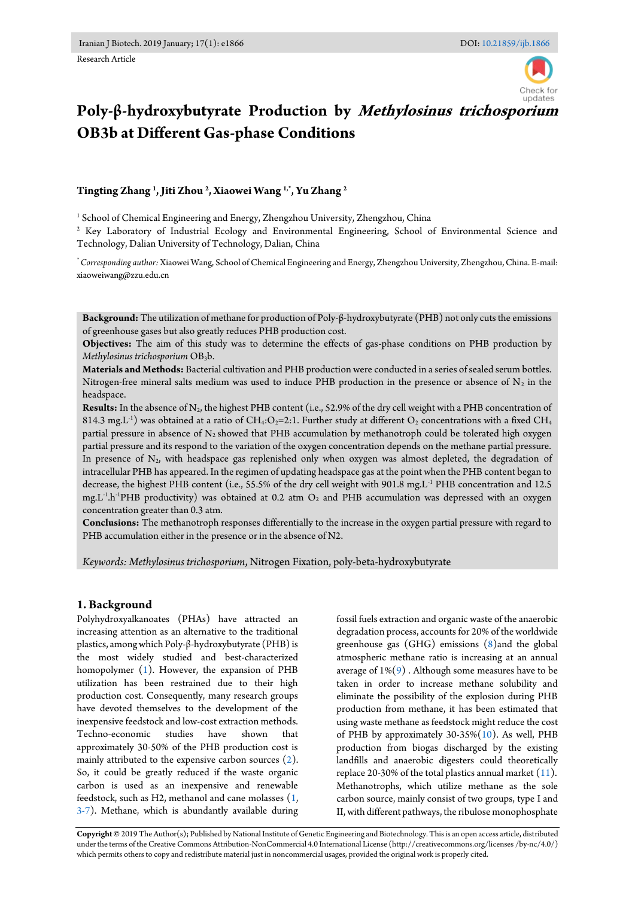Research Article

# Poly-β-hydroxybutyrate Production by *Methylosinus trichosporium* OB3b at Different Gas-phase Conditions

**Tingting Zhang [1], Jiti Zhou [2], Xiaowei Wang [1,*], Yu Zhang [2]**

[1] School of Chemical Engineering and Energy, Zhengzhou University, Zhengzhou, China

[2] Key Laboratory of Industrial Ecology and Environmental Engineering, School of Environmental Science and Technology, Dalian University of Technology, Dalian, China

[*] *Corresponding author:* Xiaowei Wang, School of Chemical Engineering and Energy, Zhengzhou University, Zhengzhou, China. E-mail: xiaoweiwang@zzu.edu.cn

**Background:** The utilization of methane for production of Poly-β-hydroxybutyrate (PHB) not only cuts the emissions of greenhouse gases but also greatly reduces PHB production cost.

**Objectives:** The aim of this study was to determine the effects of gas-phase conditions on PHB production by *Methylosinus trichosporium* $OB_3b$.

**Materials and Methods:** Bacterial cultivation and PHB production were conducted in a series of sealed serum bottles. Nitrogen-free mineral salts medium was used to induce PHB production in the presence or absence of $N_2$ in the headspace.

**Results:** In the absence of $N_2$, the highest PHB content (i.e., 52.9% of the dry cell weight with a PHB concentration of 814.3 $mg.L^{-1}$) was obtained at a ratio of $CH_4$:$O_2$=2:1. Further study at different $O_2$ concentrations with a fixed $CH_4$ partial pressure in absence of $N_2$ showed that PHB accumulation by methanotroph could be tolerated high oxygen partial pressure and its respond to the variation of the oxygen concentration depends on the methane partial pressure. In presence of $N_2$, with headspace gas replenished only when oxygen was almost depleted, the degradation of intracellular PHB has appeared. In the regimen of updating headspace gas at the point when the PHB content began to decrease, the highest PHB content (i.e., 55.5% of the dry cell weight with 901.8 $mg.L^{-1}$ PHB concentration and 12.5 $mg.L^{-1}.h^{-1}$PHB productivity) was obtained at 0.2 atm $O_2$ and PHB accumulation was depressed with an oxygen concentration greater than 0.3 atm.

**Conclusions:** The methanotroph responses differentially to the increase in the oxygen partial pressure with regard to PHB accumulation either in the presence or in the absence of N2.

*Keywords: Methylosinus trichosporium*, Nitrogen Fixation, poly-beta-hydroxybutyrate

## 1. Background

Polyhydroxyalkanoates (PHAs) have attracted an increasing attention as an alternative to the traditional plastics, among which Poly-β-hydroxybutyrate (PHB) is the most widely studied and best-characterized homopolymer (1). However, the expansion of PHB utilization has been restrained due to their high production cost. Consequently, many research groups have devoted themselves to the development of the inexpensive feedstock and low-cost extraction methods. Techno-economic studies have shown that approximately 30-50% of the PHB production cost is mainly attributed to the expensive carbon sources (2). So, it could be greatly reduced if the waste organic carbon is used as an inexpensive and renewable feedstock, such as H2, methanol and cane molasses (1, 3-7). Methane, which is abundantly available during fossil fuels extraction and organic waste of the anaerobic degradation process, accounts for 20% of the worldwide greenhouse gas (GHG) emissions (8)and the global atmospheric methane ratio is increasing at an annual average of 1%(9) . Although some measures have to be taken in order to increase methane solubility and eliminate the possibility of the explosion during PHB production from methane, it has been estimated that using waste methane as feedstock might reduce the cost of PHB by approximately 30-35%(10). As well, PHB production from biogas discharged by the existing landfills and anaerobic digesters could theoretically replace 20-30% of the total plastics annual market (11). Methanotrophs, which utilize methane as the sole carbon source, mainly consist of two groups, type I and II, with different pathways, the ribulose monophosphate

**Copyright** © 2019 The Author(s); Published by National Institute of Genetic Engineering and Biotechnology. This is an open access article, distributed under the terms of the Creative Commons Attribution-NonCommercial 4.0 International License (http://creativecommons.org/licenses /by-nc/4.0/) which permits others to copy and redistribute material just in noncommercial usages, provided the original work is properly cited.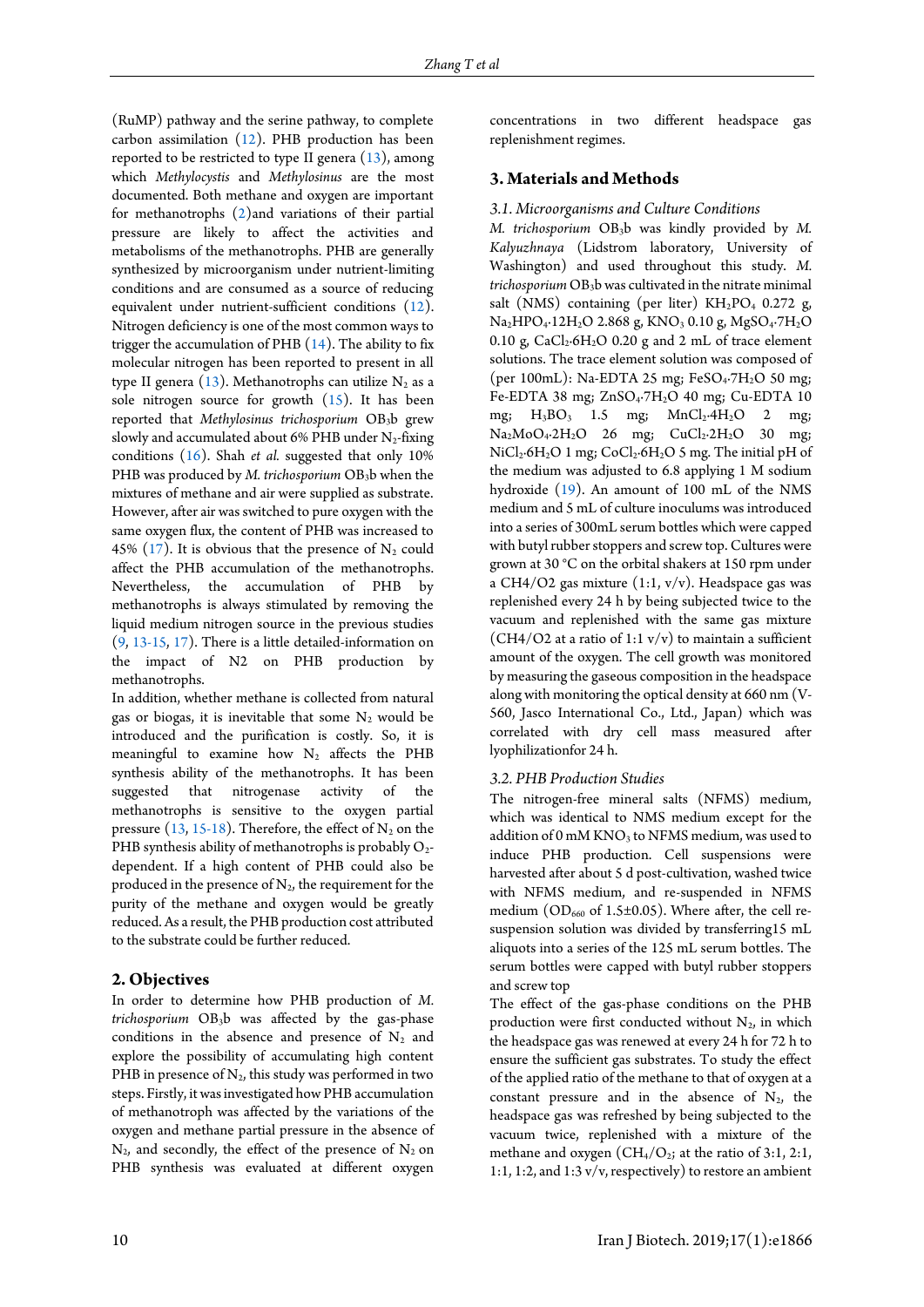(RuMP) pathway and the serine pathway, to complete carbon assimilation (12). PHB production has been reported to be restricted to type II genera (13), among which *Methylocystis* and *Methylosinus* are the most documented. Both methane and oxygen are important for methanotrophs (2)and variations of their partial pressure are likely to affect the activities and metabolisms of the methanotrophs. PHB are generally synthesized by microorganism under nutrient-limiting conditions and are consumed as a source of reducing equivalent under nutrient-sufficient conditions (12). Nitrogen deficiency is one of the most common ways to trigger the accumulation of PHB (14). The ability to fix molecular nitrogen has been reported to present in all type II genera (13). Methanotrophs can utilize $N_2$ as a sole nitrogen source for growth (15). It has been reported that *Methylosinus trichosporium* $OB_3b$ grew slowly and accumulated about 6% PHB under $N_2$-fixing conditions (16). Shah *et al.* suggested that only 10% PHB was produced by *M. trichosporium* $OB_3b$ when the mixtures of methane and air were supplied as substrate. However, after air was switched to pure oxygen with the same oxygen flux, the content of PHB was increased to 45% (17). It is obvious that the presence of $N_2$ could affect the PHB accumulation of the methanotrophs. Nevertheless, the accumulation of PHB by methanotrophs is always stimulated by removing the liquid medium nitrogen source in the previous studies (9, 13-15, 17). There is a little detailed-information on the impact of N2 on PHB production by methanotrophs.

In addition, whether methane is collected from natural gas or biogas, it is inevitable that some $N_2$ would be introduced and the purification is costly. So, it is meaningful to examine how $N_2$ affects the PHB synthesis ability of the methanotrophs. It has been suggested that nitrogenase activity of the methanotrophs is sensitive to the oxygen partial pressure (13, 15-18). Therefore, the effect of $N_2$ on the PHB synthesis ability of methanotrophs is probably $O_2$-dependent. If a high content of PHB could also be produced in the presence of $N_2$, the requirement for the purity of the methane and oxygen would be greatly reduced. As a result, the PHB production cost attributed to the substrate could be further reduced.

## 2. Objectives

In order to determine how PHB production of *M. trichosporium* $OB_3b$ was affected by the gas-phase conditions in the absence and presence of $N_2$ and explore the possibility of accumulating high content PHB in presence of $N_2$, this study was performed in two steps. Firstly, it was investigated how PHB accumulation of methanotroph was affected by the variations of the oxygen and methane partial pressure in the absence of $N_2$, and secondly, the effect of the presence of $N_2$ on PHB synthesis was evaluated at different oxygen concentrations in two different headspace gas replenishment regimes.

## 3. Materials and Methods

### 3.1. Microorganisms and Culture Conditions

*M. trichosporium* $OB_3b$ was kindly provided by *M. Kalyuzhnaya* (Lidstrom laboratory, University of Washington) and used throughout this study. *M. trichosporium* $OB_3b$ was cultivated in the nitrate minimal salt (NMS) containing (per liter) $KH_2PO_4$ 0.272 g, $Na_2HPO_4{\cdot}12H_2O$ 2.868 g, $KNO_3$ 0.10 g, $MgSO_4{\cdot}7H_2O$ 0.10 g, $CaCl_2{\cdot}6H_2O$ 0.20 g and 2 mL of trace element solutions. The trace element solution was composed of (per 100mL): Na-EDTA 25 mg; $FeSO_4{\cdot}7H_2O$ 50 mg; Fe-EDTA 38 mg; $ZnSO_4{\cdot}7H_2O$ 40 mg; Cu-EDTA 10 mg; $H_3BO_3$ 1.5 mg; $MnCl_2{\cdot}4H_2O$ 2 mg; $Na_2MoO_4{\cdot}2H_2O$ 26 mg; $CuCl_2{\cdot}2H_2O$ 30 mg; $NiCl_2{\cdot}6H_2O$ 1 mg; $CoCl_2{\cdot}6H_2O$ 5 mg. The initial pH of the medium was adjusted to 6.8 applying 1 M sodium hydroxide (19). An amount of 100 mL of the NMS medium and 5 mL of culture inoculums was introduced into a series of 300mL serum bottles which were capped with butyl rubber stoppers and screw top. Cultures were grown at 30 °C on the orbital shakers at 150 rpm under a CH4/O2 gas mixture (1:1, v/v). Headspace gas was replenished every 24 h by being subjected twice to the vacuum and replenished with the same gas mixture (CH4/O2 at a ratio of 1:1 v/v) to maintain a sufficient amount of the oxygen. The cell growth was monitored by measuring the gaseous composition in the headspace along with monitoring the optical density at 660 nm (V-560, Jasco International Co., Ltd., Japan) which was correlated with dry cell mass measured after lyophilizationfor 24 h.

### 3.2. PHB Production Studies

The nitrogen-free mineral salts (NFMS) medium, which was identical to NMS medium except for the addition of 0 mM $KNO_3$ to NFMS medium, was used to induce PHB production. Cell suspensions were harvested after about 5 d post-cultivation, washed twice with NFMS medium, and re-suspended in NFMS medium ($OD_{660}$ of 1.5±0.05). Where after, the cell re-suspension solution was divided by transferring15 mL aliquots into a series of the 125 mL serum bottles. The serum bottles were capped with butyl rubber stoppers and screw top

The effect of the gas-phase conditions on the PHB production were first conducted without $N_2$, in which the headspace gas was renewed at every 24 h for 72 h to ensure the sufficient gas substrates. To study the effect of the applied ratio of the methane to that of oxygen at a constant pressure and in the absence of $N_2$, the headspace gas was refreshed by being subjected to the vacuum twice, replenished with a mixture of the methane and oxygen ($CH_4/O_2$; at the ratio of 3:1, 2:1, 1:1, 1:2, and 1:3 v/v, respectively) to restore an ambient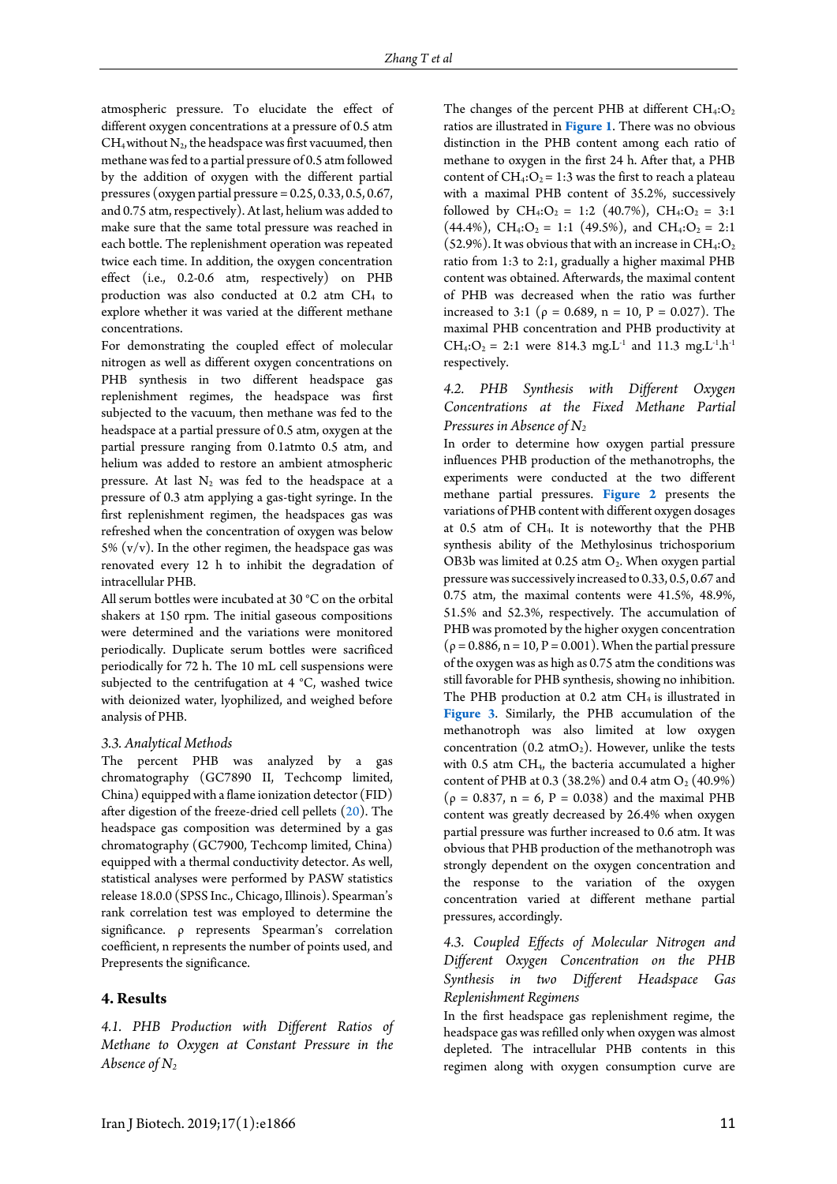atmospheric pressure. To elucidate the effect of different oxygen concentrations at a pressure of 0.5 atm $CH_4$ without $N_2$, the headspace was first vacuumed, then methane was fed to a partial pressure of 0.5 atm followed by the addition of oxygen with the different partial pressures (oxygen partial pressure = 0.25, 0.33, 0.5, 0.67, and 0.75 atm, respectively). At last, helium was added to make sure that the same total pressure was reached in each bottle. The replenishment operation was repeated twice each time. In addition, the oxygen concentration effect (i.e., 0.2-0.6 atm, respectively) on PHB production was also conducted at 0.2 atm $CH_4$ to explore whether it was varied at the different methane concentrations.

For demonstrating the coupled effect of molecular nitrogen as well as different oxygen concentrations on PHB synthesis in two different headspace gas replenishment regimes, the headspace was first subjected to the vacuum, then methane was fed to the headspace at a partial pressure of 0.5 atm, oxygen at the partial pressure ranging from 0.1atmto 0.5 atm, and helium was added to restore an ambient atmospheric pressure. At last $N_2$ was fed to the headspace at a pressure of 0.3 atm applying a gas-tight syringe. In the first replenishment regimen, the headspaces gas was refreshed when the concentration of oxygen was below 5% (v/v). In the other regimen, the headspace gas was renovated every 12 h to inhibit the degradation of intracellular PHB.

All serum bottles were incubated at 30 °C on the orbital shakers at 150 rpm. The initial gaseous compositions were determined and the variations were monitored periodically. Duplicate serum bottles were sacrificed periodically for 72 h. The 10 mL cell suspensions were subjected to the centrifugation at 4 °C, washed twice with deionized water, lyophilized, and weighed before analysis of PHB.

### 3.3. Analytical Methods

The percent PHB was analyzed by a gas chromatography (GC7890 II, Techcomp limited, China) equipped with a flame ionization detector (FID) after digestion of the freeze-dried cell pellets (20). The headspace gas composition was determined by a gas chromatography (GC7900, Techcomp limited, China) equipped with a thermal conductivity detector. As well, statistical analyses were performed by PASW statistics release 18.0.0 (SPSS Inc., Chicago, Illinois). Spearman's rank correlation test was employed to determine the significance. ρ represents Spearman's correlation coefficient, n represents the number of points used, and Prepresents the significance.

## 4. Results

### 4.1. PHB Production with Different Ratios of Methane to Oxygen at Constant Pressure in the Absence of $N_2$

The changes of the percent PHB at different $CH_4$:$O_2$ ratios are illustrated in **Figure 1**. There was no obvious distinction in the PHB content among each ratio of methane to oxygen in the first 24 h. After that, a PHB content of $CH_4$:$O_2$ = 1:3 was the first to reach a plateau with a maximal PHB content of 35.2%, successively followed by $CH_4$:$O_2$ = 1:2 (40.7%), $CH_4$:$O_2$ = 3:1 (44.4%), $CH_4$:$O_2$ = 1:1 (49.5%), and $CH_4$:$O_2$ = 2:1 (52.9%). It was obvious that with an increase in $CH_4$:$O_2$ ratio from 1:3 to 2:1, gradually a higher maximal PHB content was obtained. Afterwards, the maximal content of PHB was decreased when the ratio was further increased to 3:1 (ρ = 0.689, n = 10, P = 0.027). The maximal PHB concentration and PHB productivity at $CH_4$:$O_2$ = 2:1 were 814.3 $mg.L^{-1}$ and 11.3 $mg.L^{-1}.h^{-1}$ respectively.

### 4.2. PHB Synthesis with Different Oxygen Concentrations at the Fixed Methane Partial Pressures in Absence of $N_2$

In order to determine how oxygen partial pressure influences PHB production of the methanotrophs, the experiments were conducted at the two different methane partial pressures. **Figure 2** presents the variations of PHB content with different oxygen dosages at 0.5 atm of $CH_4$. It is noteworthy that the PHB synthesis ability of the Methylosinus trichosporium OB3b was limited at 0.25 atm $O_2$. When oxygen partial pressure was successively increased to 0.33, 0.5, 0.67 and 0.75 atm, the maximal contents were 41.5%, 48.9%, 51.5% and 52.3%, respectively. The accumulation of PHB was promoted by the higher oxygen concentration (ρ = 0.886, n = 10, P = 0.001). When the partial pressure of the oxygen was as high as 0.75 atm the conditions was still favorable for PHB synthesis, showing no inhibition. The PHB production at 0.2 atm $CH_4$ is illustrated in **Figure 3**. Similarly, the PHB accumulation of the methanotroph was also limited at low oxygen concentration (0.2 atm$O_2$). However, unlike the tests with 0.5 atm $CH_4$, the bacteria accumulated a higher content of PHB at 0.3 (38.2%) and 0.4 atm $O_2$ (40.9%) (ρ = 0.837, n = 6, P = 0.038) and the maximal PHB content was greatly decreased by 26.4% when oxygen partial pressure was further increased to 0.6 atm. It was obvious that PHB production of the methanotroph was strongly dependent on the oxygen concentration and the response to the variation of the oxygen concentration varied at different methane partial pressures, accordingly.

### 4.3. Coupled Effects of Molecular Nitrogen and Different Oxygen Concentration on the PHB Synthesis in two Different Headspace Gas Replenishment Regimens

In the first headspace gas replenishment regime, the headspace gas was refilled only when oxygen was almost depleted. The intracellular PHB contents in this regimen along with oxygen consumption curve are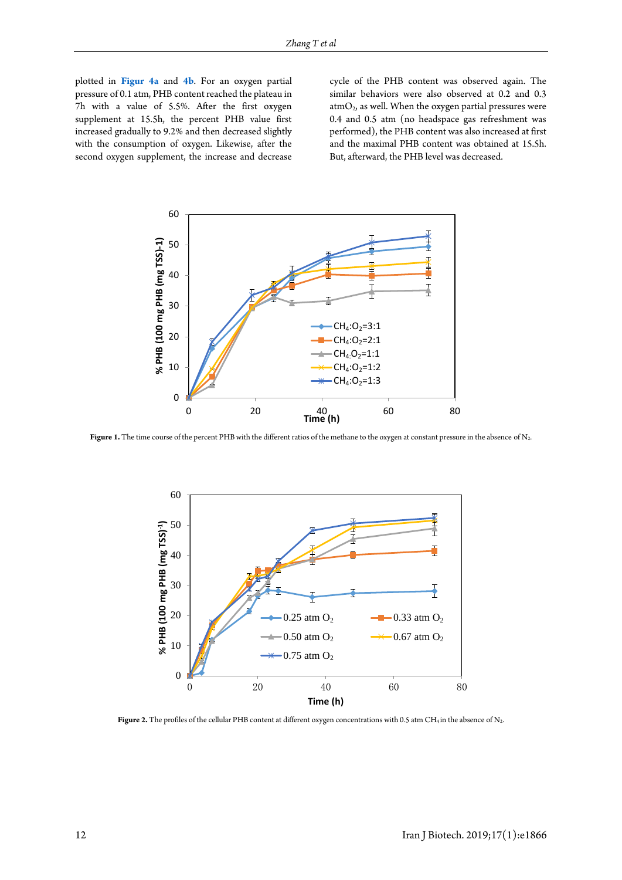plotted in **Figur 4a** and **4b**. For an oxygen partial pressure of 0.1 atm, PHB content reached the plateau in 7h with a value of 5.5%. After the first oxygen supplement at 15.5h, the percent PHB value first increased gradually to 9.2% and then decreased slightly with the consumption of oxygen. Likewise, after the second oxygen supplement, the increase and decrease cycle of the PHB content was observed again. The similar behaviors were also observed at 0.2 and 0.3 atm$O_2$, as well. When the oxygen partial pressures were 0.4 and 0.5 atm (no headspace gas refreshment was performed), the PHB content was also increased at first and the maximal PHB content was obtained at 15.5h. But, afterward, the PHB level was decreased.

**Figure 1.** The time course of the percent PHB with the different ratios of the methane to the oxygen at constant pressure in the absence of $N_2$.

**Figure 2.** The profiles of the cellular PHB content at different oxygen concentrations with 0.5 atm $CH_4$ in the absence of $N_2$.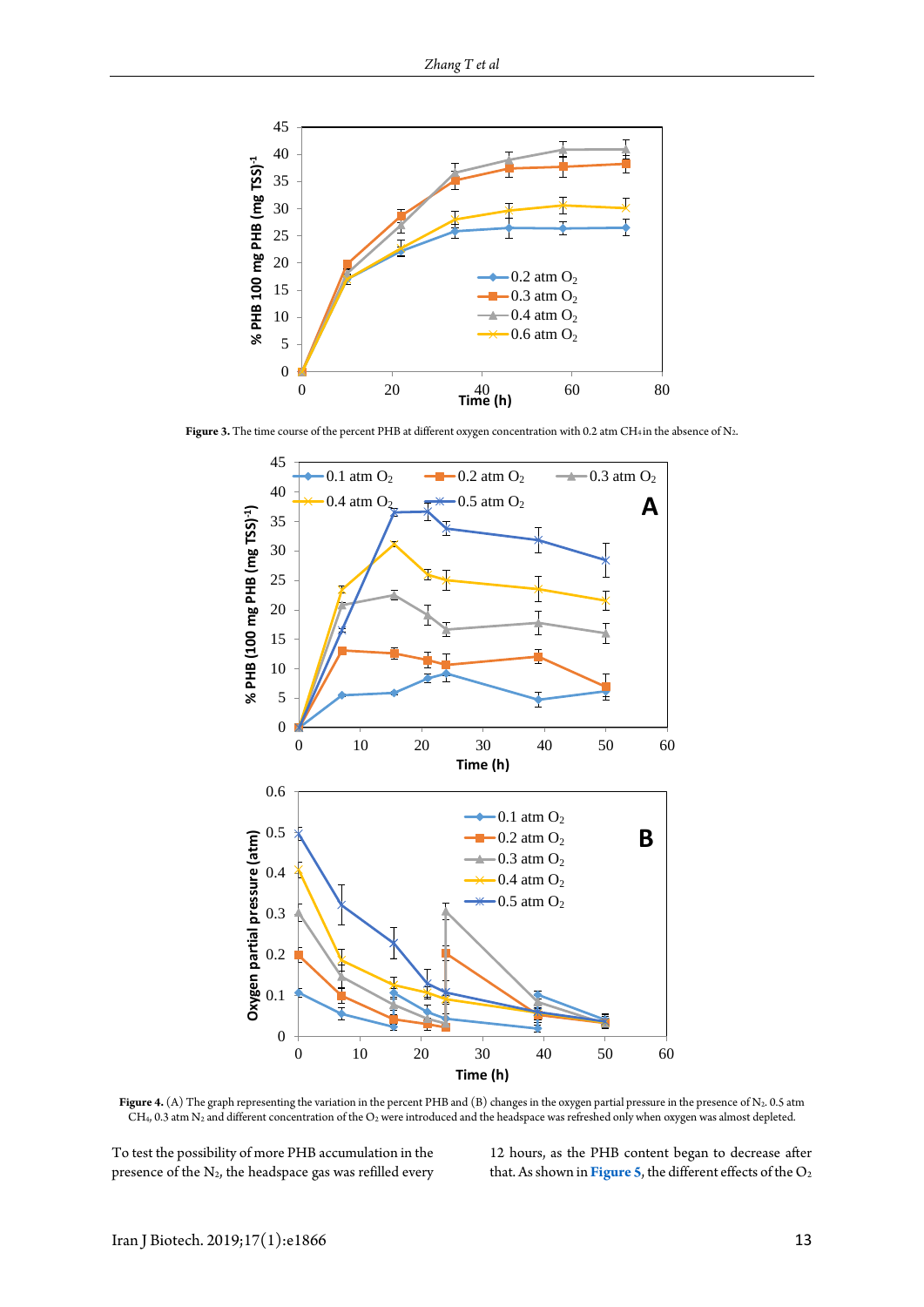**Figure 3.** The time course of the percent PHB at different oxygen concentration with 0.2 atm $CH_4$ in the absence of $N_2$.

**Figure 4.** (A) The graph representing the variation in the percent PHB and (B) changes in the oxygen partial pressure in the presence of $N_2$. 0.5 atm $CH_4$, 0.3 atm $N_2$ and different concentration of the $O_2$ were introduced and the headspace was refreshed only when oxygen was almost depleted.

To test the possibility of more PHB accumulation in the presence of the $N_2$, the headspace gas was refilled every 12 hours, as the PHB content began to decrease after that. As shown in Figure 5, the different effects of the $O_2$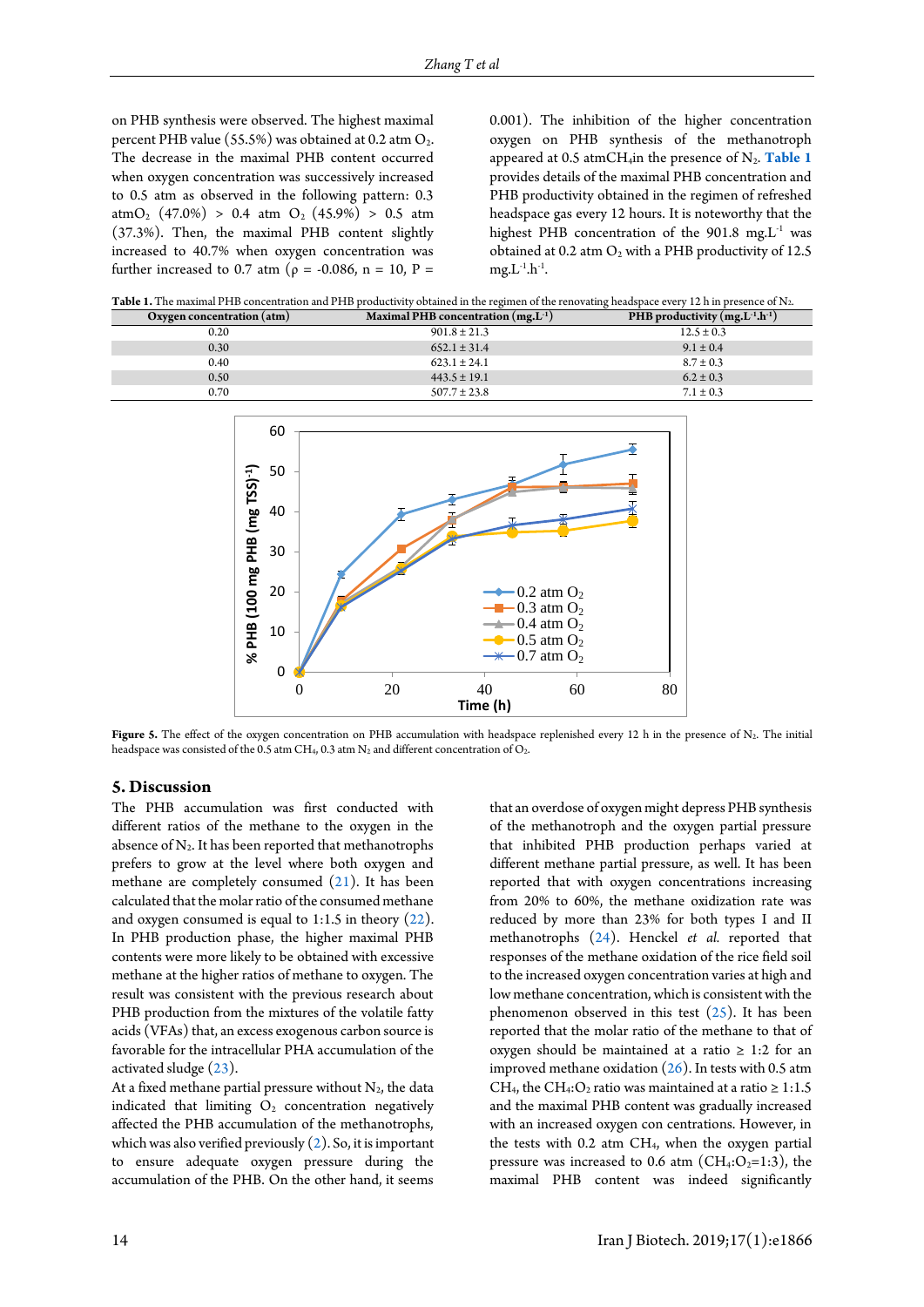on PHB synthesis were observed. The highest maximal percent PHB value (55.5%) was obtained at 0.2 atm $O_2$. The decrease in the maximal PHB content occurred when oxygen concentration was successively increased to 0.5 atm as observed in the following pattern: 0.3 atm$O_2$ (47.0%) > 0.4 atm $O_2$ (45.9%) > 0.5 atm (37.3%). Then, the maximal PHB content slightly increased to 40.7% when oxygen concentration was further increased to 0.7 atm ($\rho$ = -0.086, n = 10, P = 0.001). The inhibition of the higher concentration oxygen on PHB synthesis of the methanotroph appeared at 0.5 atm$CH_4$in the presence of $N_2$. **Table 1** provides details of the maximal PHB concentration and PHB productivity obtained in the regimen of refreshed headspace gas every 12 hours. It is noteworthy that the highest PHB concentration of the 901.8 mg.L$^{-1}$ was obtained at 0.2 atm $O_2$ with a PHB productivity of 12.5 mg.L$^{-1}$.h$^{-1}$.

**Table 1.** The maximal PHB concentration and PHB productivity obtained in the regimen of the renovating headspace every 12 h in presence of $N_2$.

| Oxygen concentration (atm) | Maximal PHB concentration (mg.L$^{-1}$) | PHB productivity (mg.L$^{-1}$.h$^{-1}$) |
|---|---|---|
| 0.20 | 901.8 ± 21.3 | 12.5 ± 0.3 |
| 0.30 | 652.1 ± 31.4 | 9.1 ± 0.4 |
| 0.40 | 623.1 ± 24.1 | 8.7 ± 0.3 |
| 0.50 | 443.5 ± 19.1 | 6.2 ± 0.3 |
| 0.70 | 507.7 ± 23.8 | 7.1 ± 0.3 |

**Figure 5.** The effect of the oxygen concentration on PHB accumulation with headspace replenished every 12 h in the presence of $N_2$. The initial headspace was consisted of the 0.5 atm $CH_4$, 0.3 atm $N_2$ and different concentration of $O_2$.

## 5. Discussion

The PHB accumulation was first conducted with different ratios of the methane to the oxygen in the absence of $N_2$. It has been reported that methanotrophs prefers to grow at the level where both oxygen and methane are completely consumed (21). It has been calculated that the molar ratio of the consumed methane and oxygen consumed is equal to 1:1.5 in theory (22). In PHB production phase, the higher maximal PHB contents were more likely to be obtained with excessive methane at the higher ratios of methane to oxygen. The result was consistent with the previous research about PHB production from the mixtures of the volatile fatty acids (VFAs) that, an excess exogenous carbon source is favorable for the intracellular PHA accumulation of the activated sludge (23).

At a fixed methane partial pressure without $N_2$, the data indicated that limiting $O_2$ concentration negatively affected the PHB accumulation of the methanotrophs, which was also verified previously (2). So, it is important to ensure adequate oxygen pressure during the accumulation of the PHB. On the other hand, it seems that an overdose of oxygen might depress PHB synthesis of the methanotroph and the oxygen partial pressure that inhibited PHB production perhaps varied at different methane partial pressure, as well. It has been reported that with oxygen concentrations increasing from 20% to 60%, the methane oxidization rate was reduced by more than 23% for both types I and II methanotrophs (24). Henckel *et al.* reported that responses of the methane oxidation of the rice field soil to the increased oxygen concentration varies at high and low methane concentration, which is consistent with the phenomenon observed in this test (25). It has been reported that the molar ratio of the methane to that of oxygen should be maintained at a ratio ≥ 1:2 for an improved methane oxidation (26). In tests with 0.5 atm $CH_4$, the $CH_4$:$O_2$ ratio was maintained at a ratio ≥ 1:1.5 and the maximal PHB content was gradually increased with an increased oxygen con centrations. However, in the tests with 0.2 atm $CH_4$, when the oxygen partial pressure was increased to 0.6 atm ($CH_4$:$O_2$=1:3), the maximal PHB content was indeed significantly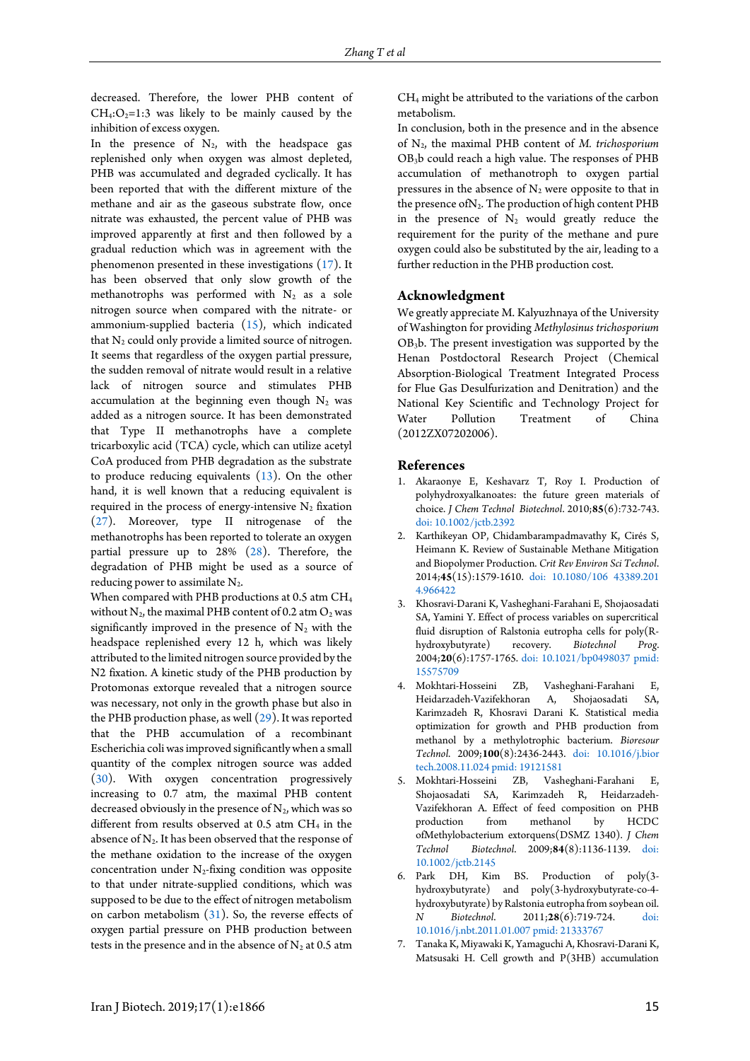decreased. Therefore, the lower PHB content of $CH_4$:$O_2$=1:3 was likely to be mainly caused by the inhibition of excess oxygen.

In the presence of $N_2$, with the headspace gas replenished only when oxygen was almost depleted, PHB was accumulated and degraded cyclically. It has been reported that with the different mixture of the methane and air as the gaseous substrate flow, once nitrate was exhausted, the percent value of PHB was improved apparently at first and then followed by a gradual reduction which was in agreement with the phenomenon presented in these investigations (17). It has been observed that only slow growth of the methanotrophs was performed with $N_2$ as a sole nitrogen source when compared with the nitrate- or ammonium-supplied bacteria (15), which indicated that $N_2$ could only provide a limited source of nitrogen. It seems that regardless of the oxygen partial pressure, the sudden removal of nitrate would result in a relative lack of nitrogen source and stimulates PHB accumulation at the beginning even though $N_2$ was added as a nitrogen source. It has been demonstrated that Type II methanotrophs have a complete tricarboxylic acid (TCA) cycle, which can utilize acetyl CoA produced from PHB degradation as the substrate to produce reducing equivalents (13). On the other hand, it is well known that a reducing equivalent is required in the process of energy-intensive $N_2$ fixation (27). Moreover, type II nitrogenase of the methanotrophs has been reported to tolerate an oxygen partial pressure up to 28% (28). Therefore, the degradation of PHB might be used as a source of reducing power to assimilate $N_2$.

When compared with PHB productions at 0.5 atm $CH_4$ without $N_2$, the maximal PHB content of 0.2 atm $O_2$ was significantly improved in the presence of $N_2$ with the headspace replenished every 12 h, which was likely attributed to the limited nitrogen source provided by the N2 fixation. A kinetic study of the PHB production by Protomonas extorque revealed that a nitrogen source was necessary, not only in the growth phase but also in the PHB production phase, as well (29). It was reported that the PHB accumulation of a recombinant Escherichia coli was improved significantly when a small quantity of the complex nitrogen source was added (30). With oxygen concentration progressively increasing to 0.7 atm, the maximal PHB content decreased obviously in the presence of $N_2$, which was so different from results observed at 0.5 atm $CH_4$ in the absence of $N_2$. It has been observed that the response of the methane oxidation to the increase of the oxygen concentration under $N_2$-fixing condition was opposite to that under nitrate-supplied conditions, which was supposed to be due to the effect of nitrogen metabolism on carbon metabolism (31). So, the reverse effects of oxygen partial pressure on PHB production between tests in the presence and in the absence of $N_2$ at 0.5 atm $CH_4$ might be attributed to the variations of the carbon metabolism.

In conclusion, both in the presence and in the absence of $N_2$, the maximal PHB content of *M. trichosporium* OB3b could reach a high value. The responses of PHB accumulation of methanotroph to oxygen partial pressures in the absence of $N_2$ were opposite to that in the presence of $N_2$. The production of high content PHB in the presence of $N_2$ would greatly reduce the requirement for the purity of the methane and pure oxygen could also be substituted by the air, leading to a further reduction in the PHB production cost.

## Acknowledgment

We greatly appreciate M. Kalyuzhnaya of the University of Washington for providing *Methylosinus trichosporium* OB3b. The present investigation was supported by the Henan Postdoctoral Research Project (Chemical Absorption-Biological Treatment Integrated Process for Flue Gas Desulfurization and Denitration) and the National Key Scientific and Technology Project for Water Pollution Treatment of China (2012ZX07202006).

## References

1. Akaraonye E, Keshavarz T, Roy I. Production of polyhydroxyalkanoates: the future green materials of choice. *J Chem Technol Biotechnol*. 2010;**85**(6):732-743. doi: 10.1002/jctb.2392
2. Karthikeyan OP, Chidambarampadmavathy K, Cirés S, Heimann K. Review of Sustainable Methane Mitigation and Biopolymer Production. *Crit Rev Environ Sci Technol*. 2014;**45**(15):1579-1610. doi: 10.1080/10643389.2014.966422
3. Khosravi-Darani K, Vasheghani-Farahani E, Shojaosadati SA, Yamini Y. Effect of process variables on supercritical fluid disruption of Ralstonia eutropha cells for poly(R-hydroxybutyrate) recovery. *Biotechnol Prog*. 2004;**20**(6):1757-1765. doi: 10.1021/bp0498037 pmid: 15575709
4. Mokhtari-Hosseini ZB, Vasheghani-Farahani E, Heidarzadeh-Vazifekhoran A, Shojaosadati SA, Karimzadeh R, Khosravi Darani K. Statistical media optimization for growth and PHB production from methanol by a methylotrophic bacterium. *Bioresour Technol*. 2009;**100**(8):2436-2443. doi: 10.1016/j.biortech.2008.11.024 pmid: 19121581
5. Mokhtari-Hosseini ZB, Vasheghani-Farahani E, Shojaosadati SA, Karimzadeh R, Heidarzadeh-Vazifekhoran A. Effect of feed composition on PHB production from methanol by HCDC ofMethylobacterium extorquens(DSMZ 1340). *J Chem Technol Biotechnol*. 2009;**84**(8):1136-1139. doi: 10.1002/jctb.2145
6. Park DH, Kim BS. Production of poly(3-hydroxybutyrate) and poly(3-hydroxybutyrate-co-4-hydroxybutyrate) by Ralstonia eutropha from soybean oil. *N Biotechnol*. 2011;**28**(6):719-724. doi: 10.1016/j.nbt.2011.01.007 pmid: 21333767
7. Tanaka K, Miyawaki K, Yamaguchi A, Khosravi-Darani K, Matsusaki H. Cell growth and P(3HB) accumulation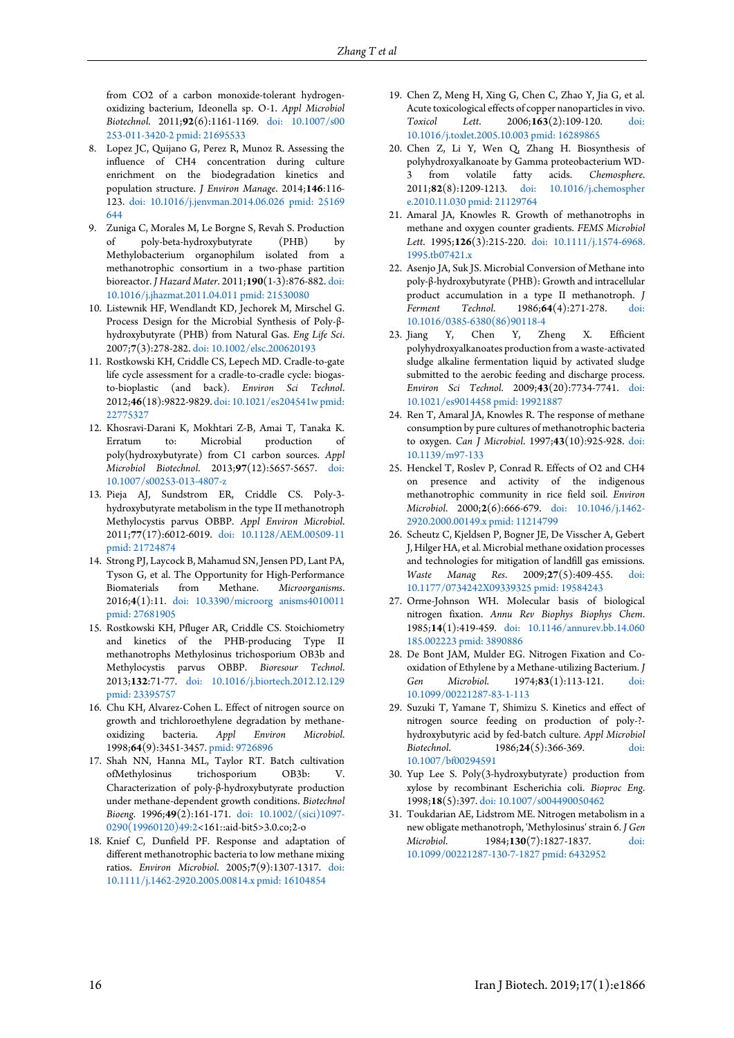from CO2 of a carbon monoxide-tolerant hydrogen-oxidizing bacterium, Ideonella sp. O-1. *Appl Microbiol Biotechnol*. 2011;**92**(6):1161-1169. doi: 10.1007/s00253-011-3420-2 pmid: 21695533

8. Lopez JC, Quijano G, Perez R, Munoz R. Assessing the influence of CH4 concentration during culture enrichment on the biodegradation kinetics and population structure. *J Environ Manage*. 2014;**146**:116-123. doi: 10.1016/j.jenvman.2014.06.026 pmid: 25169644
9. Zuniga C, Morales M, Le Borgne S, Revah S. Production of poly-beta-hydroxybutyrate (PHB) by Methylobacterium organophilum isolated from a methanotrophic consortium in a two-phase partition bioreactor. *J Hazard Mater*. 2011;**190**(1-3):876-882. doi: 10.1016/j.jhazmat.2011.04.011 pmid: 21530080
10. Listewnik HF, Wendlandt KD, Jechorek M, Mirschel G. Process Design for the Microbial Synthesis of Poly-β-hydroxybutyrate (PHB) from Natural Gas. *Eng Life Sci*. 2007;**7**(3):278-282. doi: 10.1002/elsc.200620193
11. Rostkowski KH, Criddle CS, Lepech MD. Cradle-to-gate life cycle assessment for a cradle-to-cradle cycle: biogas-to-bioplastic (and back). *Environ Sci Technol*. 2012;**46**(18):9822-9829. doi: 10.1021/es204541w pmid: 22775327
12. Khosravi-Darani K, Mokhtari Z-B, Amai T, Tanaka K. Erratum to: Microbial production of poly(hydroxybutyrate) from C1 carbon sources. *Appl Microbiol Biotechnol*. 2013;**97**(12):5657-5657. doi: 10.1007/s00253-013-4807-z
13. Pieja AJ, Sundstrom ER, Criddle CS. Poly-3-hydroxybutyrate metabolism in the type II methanotroph Methylocystis parvus OBBP. *Appl Environ Microbiol*. 2011;**77**(17):6012-6019. doi: 10.1128/AEM.00509-11 pmid: 21724874
14. Strong PJ, Laycock B, Mahamud SN, Jensen PD, Lant PA, Tyson G, et al. The Opportunity for High-Performance Biomaterials from Methane. *Microorganisms*. 2016;**4**(1):11. doi: 10.3390/microorganisms4010011 pmid: 27681905
15. Rostkowski KH, Pfluger AR, Criddle CS. Stoichiometry and kinetics of the PHB-producing Type II methanotrophs Methylosinus trichosporium OB3b and Methylocystis parvus OBBP. *Bioresour Technol*. 2013;**132**:71-77. doi: 10.1016/j.biortech.2012.12.129 pmid: 23395757
16. Chu KH, Alvarez-Cohen L. Effect of nitrogen source on growth and trichloroethylene degradation by methane-oxidizing bacteria. *Appl Environ Microbiol*. 1998;**64**(9):3451-3457. pmid: 9726896
17. Shah NN, Hanna ML, Taylor RT. Batch cultivation ofMethylosinus trichosporium OB3b: V. Characterization of poly-β-hydroxybutyrate production under methane-dependent growth conditions. *Biotechnol Bioeng*. 1996;**49**(2):161-171. doi: 10.1002/(sici)1097-0290(19960120)49:2<161::aid-bit5>3.0.co;2-o
18. Knief C, Dunfield PF. Response and adaptation of different methanotrophic bacteria to low methane mixing ratios. *Environ Microbiol*. 2005;**7**(9):1307-1317. doi: 10.1111/j.1462-2920.2005.00814.x pmid: 16104854
19. Chen Z, Meng H, Xing G, Chen C, Zhao Y, Jia G, et al. Acute toxicological effects of copper nanoparticles in vivo. *Toxicol Lett*. 2006;**163**(2):109-120. doi: 10.1016/j.toxlet.2005.10.003 pmid: 16289865
20. Chen Z, Li Y, Wen Q, Zhang H. Biosynthesis of polyhydroxyalkanoate by Gamma proteobacterium WD-3 from volatile fatty acids. *Chemosphere*. 2011;**82**(8):1209-1213. doi: 10.1016/j.chemosphere.2010.11.030 pmid: 21129764
21. Amaral JA, Knowles R. Growth of methanotrophs in methane and oxygen counter gradients. *FEMS Microbiol Lett*. 1995;**126**(3):215-220. doi: 10.1111/j.1574-6968.1995.tb07421.x
22. Asenjo JA, Suk JS. Microbial Conversion of Methane into poly-β-hydroxybutyrate (PHB): Growth and intracellular product accumulation in a type II methanotroph. *J Ferment Technol*. 1986;**64**(4):271-278. doi: 10.1016/0385-6380(86)90118-4
23. Jiang Y, Chen Y, Zheng X. Efficient polyhydroxyalkanoates production from a waste-activated sludge alkaline fermentation liquid by activated sludge submitted to the aerobic feeding and discharge process. *Environ Sci Technol*. 2009;**43**(20):7734-7741. doi: 10.1021/es9014458 pmid: 19921887
24. Ren T, Amaral JA, Knowles R. The response of methane consumption by pure cultures of methanotrophic bacteria to oxygen. *Can J Microbiol*. 1997;**43**(10):925-928. doi: 10.1139/m97-133
25. Henckel T, Roslev P, Conrad R. Effects of O2 and CH4 on presence and activity of the indigenous methanotrophic community in rice field soil. *Environ Microbiol*. 2000;**2**(6):666-679. doi: 10.1046/j.1462-2920.2000.00149.x pmid: 11214799
26. Scheutz C, Kjeldsen P, Bogner JE, De Visscher A, Gebert J, Hilger HA, et al. Microbial methane oxidation processes and technologies for mitigation of landfill gas emissions. *Waste Manag Res*. 2009;**27**(5):409-455. doi: 10.1177/0734242X09339325 pmid: 19584243
27. Orme-Johnson WH. Molecular basis of biological nitrogen fixation. *Annu Rev Biophys Biophys Chem*. 1985;**14**(1):419-459. doi: 10.1146/annurev.bb.14.060185.002223 pmid: 3890886
28. De Bont JAM, Mulder EG. Nitrogen Fixation and Co-oxidation of Ethylene by a Methane-utilizing Bacterium. *J Gen Microbiol*. 1974;**83**(1):113-121. doi: 10.1099/00221287-83-1-113
29. Suzuki T, Yamane T, Shimizu S. Kinetics and effect of nitrogen source feeding on production of poly-?-hydroxybutyric acid by fed-batch culture. *Appl Microbiol Biotechnol*. 1986;**24**(5):366-369. doi: 10.1007/bf00294591
30. Yup Lee S. Poly(3-hydroxybutyrate) production from xylose by recombinant Escherichia coli. *Bioproc Eng*. 1998;**18**(5):397. doi: 10.1007/s004490050462
31. Toukdarian AE, Lidstrom ME. Nitrogen metabolism in a new obligate methanotroph, 'Methylosinus' strain 6. *J Gen Microbiol*. 1984;**130**(7):1827-1837. doi: 10.1099/00221287-130-7-1827 pmid: 6432952